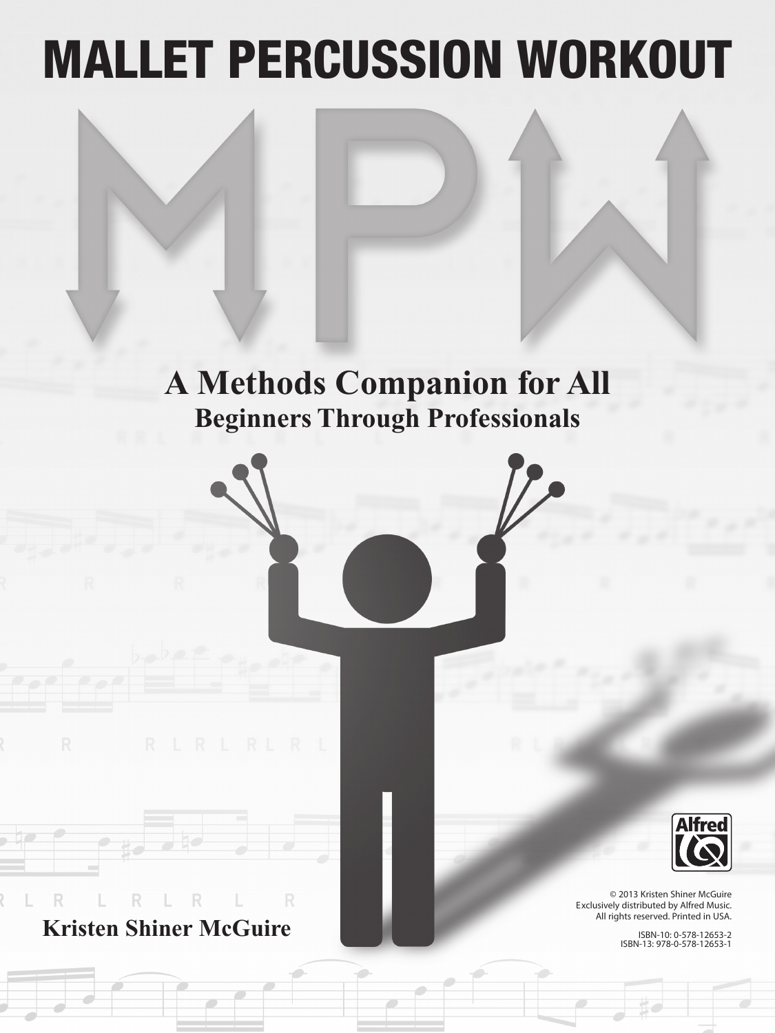# MALLET PERCUSSION WORKOUT

# MPW

## A Methods Companion for All
### Beginners Through Professionals

**Kristen Shiner McGuire**

© 2013 Kristen Shiner McGuire
Exclusively distributed by Alfred Music.
All rights reserved. Printed in USA.

ISBN-10: 0-578-12653-2
ISBN-13: 978-0-578-12653-1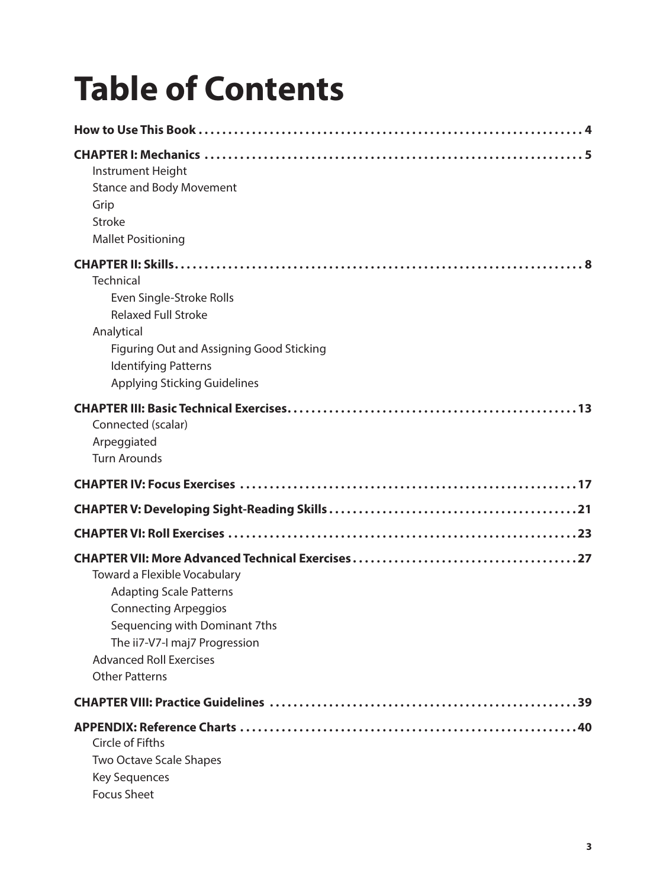# Table of Contents

**How to Use This Book** ........ 4

**CHAPTER I: Mechanics** ........ 5

- Instrument Height
- Stance and Body Movement
- Grip
- Stroke
- Mallet Positioning

**CHAPTER II: Skills** ........ 8

- Technical
  - Even Single-Stroke Rolls
  - Relaxed Full Stroke
- Analytical
  - Figuring Out and Assigning Good Sticking
  - Identifying Patterns
  - Applying Sticking Guidelines

**CHAPTER III: Basic Technical Exercises** ........ 13

- Connected (scalar)
- Arpeggiated
- Turn Arounds

**CHAPTER IV: Focus Exercises** ........ 17

**CHAPTER V: Developing Sight-Reading Skills** ........ 21

**CHAPTER VI: Roll Exercises** ........ 23

**CHAPTER VII: More Advanced Technical Exercises** ........ 27

- Toward a Flexible Vocabulary
  - Adapting Scale Patterns
  - Connecting Arpeggios
  - Sequencing with Dominant 7ths
  - The ii7-V7-I maj7 Progression
- Advanced Roll Exercises
- Other Patterns

**CHAPTER VIII: Practice Guidelines** ........ 39

**APPENDIX: Reference Charts** ........ 40

- Circle of Fifths
- Two Octave Scale Shapes
- Key Sequences
- Focus Sheet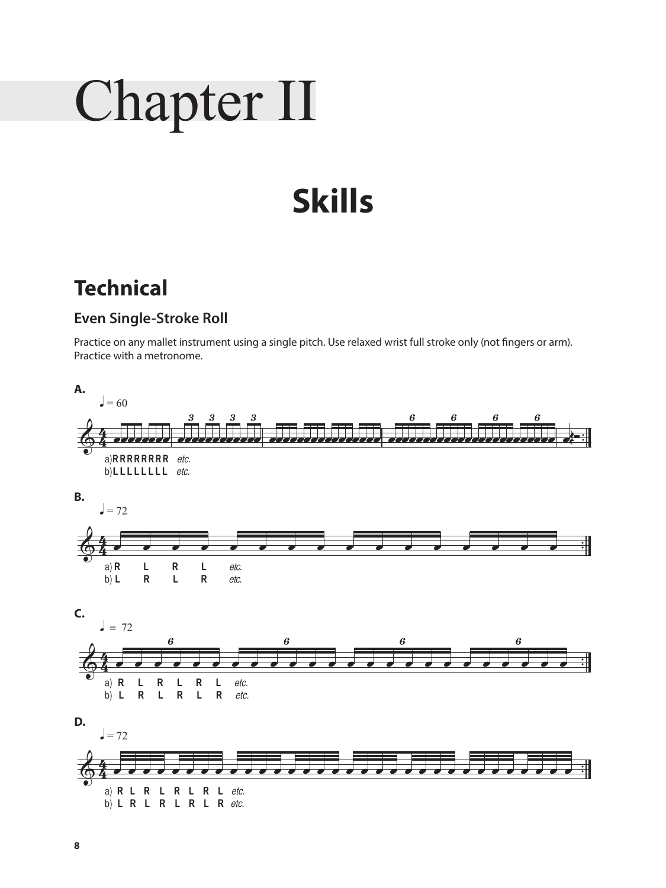# Chapter II

## Skills

## Technical

### Even Single-Stroke Roll

Practice on any mallet instrument using a single pitch. Use relaxed wrist full stroke only (not fingers or arm). Practice with a metronome.

**A.**

♩ = 60

a) R R R R R R R R *etc.*
b) L L L L L L L L *etc.*

**B.**

♩ = 72

a) R L R L *etc.*
b) L R L R *etc.*

**C.**

♩ = 72

a) R L R L R L *etc.*
b) L R L R L R *etc.*

**D.**

♩ = 72

a) R L R L R L R L *etc.*
b) L R L R L R L R *etc.*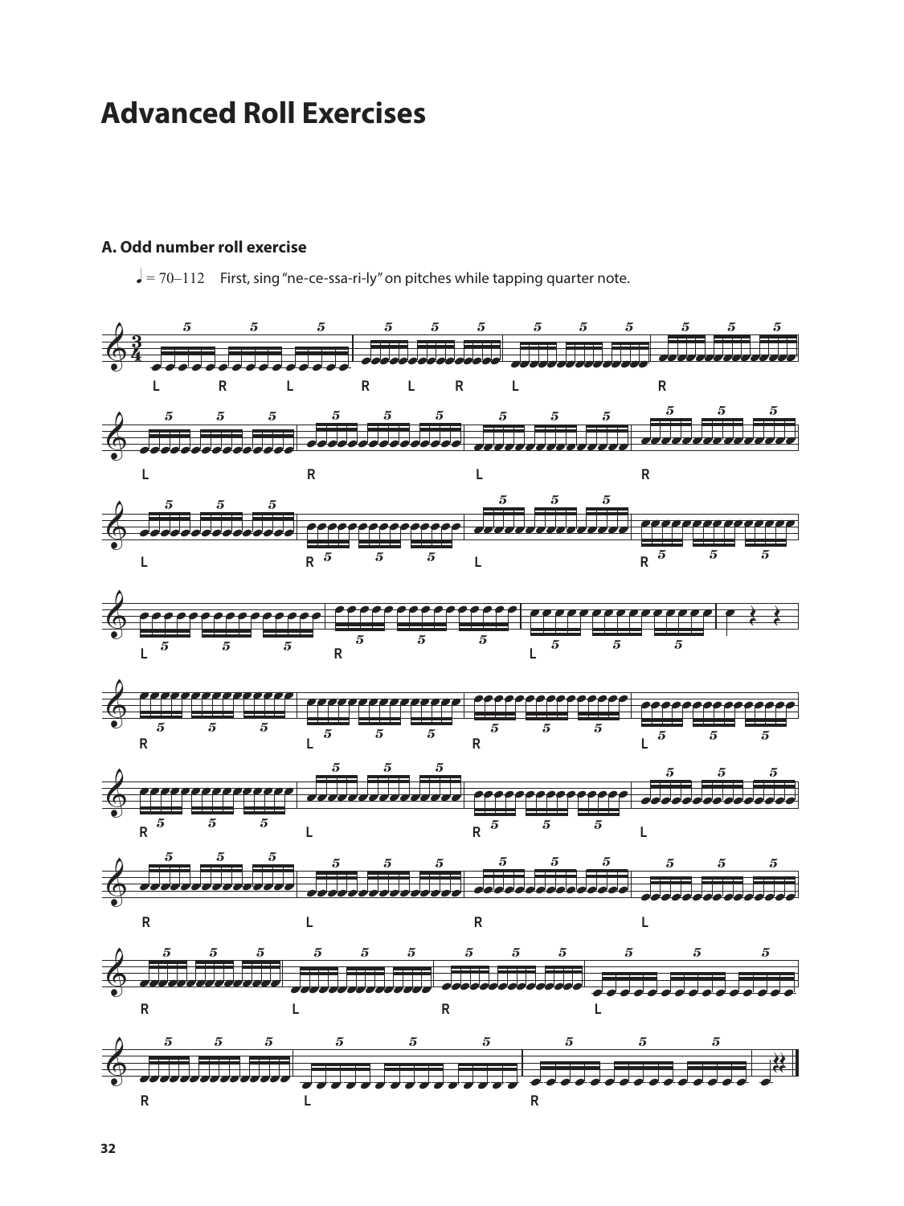# Advanced Roll Exercises

### A. Odd number roll exercise

♩ = 70–112   First, sing "ne-ce-ssa-ri-ly" on pitches while tapping quarter note.